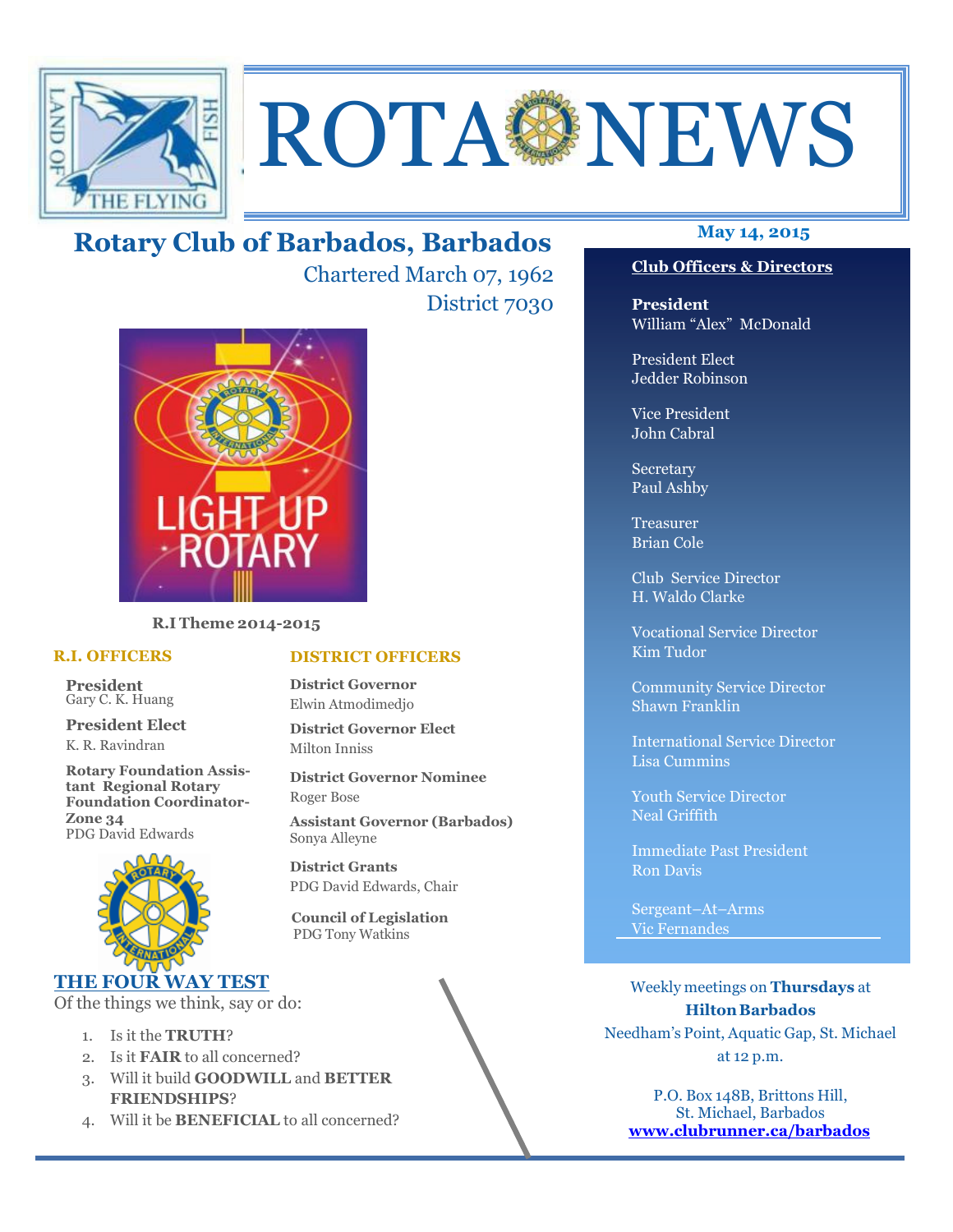# ROTA NEWS

## Rotary Club of Barbados, Barbados

Chartered March 07, 1962

District 7030

**May 14, 2015**

LIGHT UP ROTARY

**R.I Theme 2014-2015**

### R.I. OFFICERS

**President**
Gary C. K. Huang

**President Elect**
K. R. Ravindran

**Rotary Foundation Assistant Regional Rotary Foundation Coordinator-Zone 34**
PDG David Edwards

### DISTRICT OFFICERS

**District Governor**
Elwin Atmodimedjo

**District Governor Elect**
Milton Inniss

**District Governor Nominee**
Roger Bose

**Assistant Governor (Barbados)**
Sonya Alleyne

**District Grants**
PDG David Edwards, Chair

**Council of Legislation**
PDG Tony Watkins

### THE FOUR WAY TEST

Of the things we think, say or do:

1. Is it the **TRUTH**?
2. Is it **FAIR** to all concerned?
3. Will it build **GOODWILL** and **BETTER FRIENDSHIPS**?
4. Will it be **BENEFICIAL** to all concerned?

### Club Officers & Directors

**President**
William "Alex" McDonald

President Elect
Jedder Robinson

Vice President
John Cabral

Secretary
Paul Ashby

Treasurer
Brian Cole

Club Service Director
H. Waldo Clarke

Vocational Service Director
Kim Tudor

Community Service Director
Shawn Franklin

International Service Director
Lisa Cummins

Youth Service Director
Neal Griffith

Immediate Past President
Ron Davis

Sergeant–At–Arms
Vic Fernandes

Weekly meetings on **Thursdays** at **Hilton Barbados**
Needham's Point, Aquatic Gap, St. Michael
at 12 p.m.

P.O. Box 148B, Brittons Hill,
St. Michael, Barbados
**www.clubrunner.ca/barbados**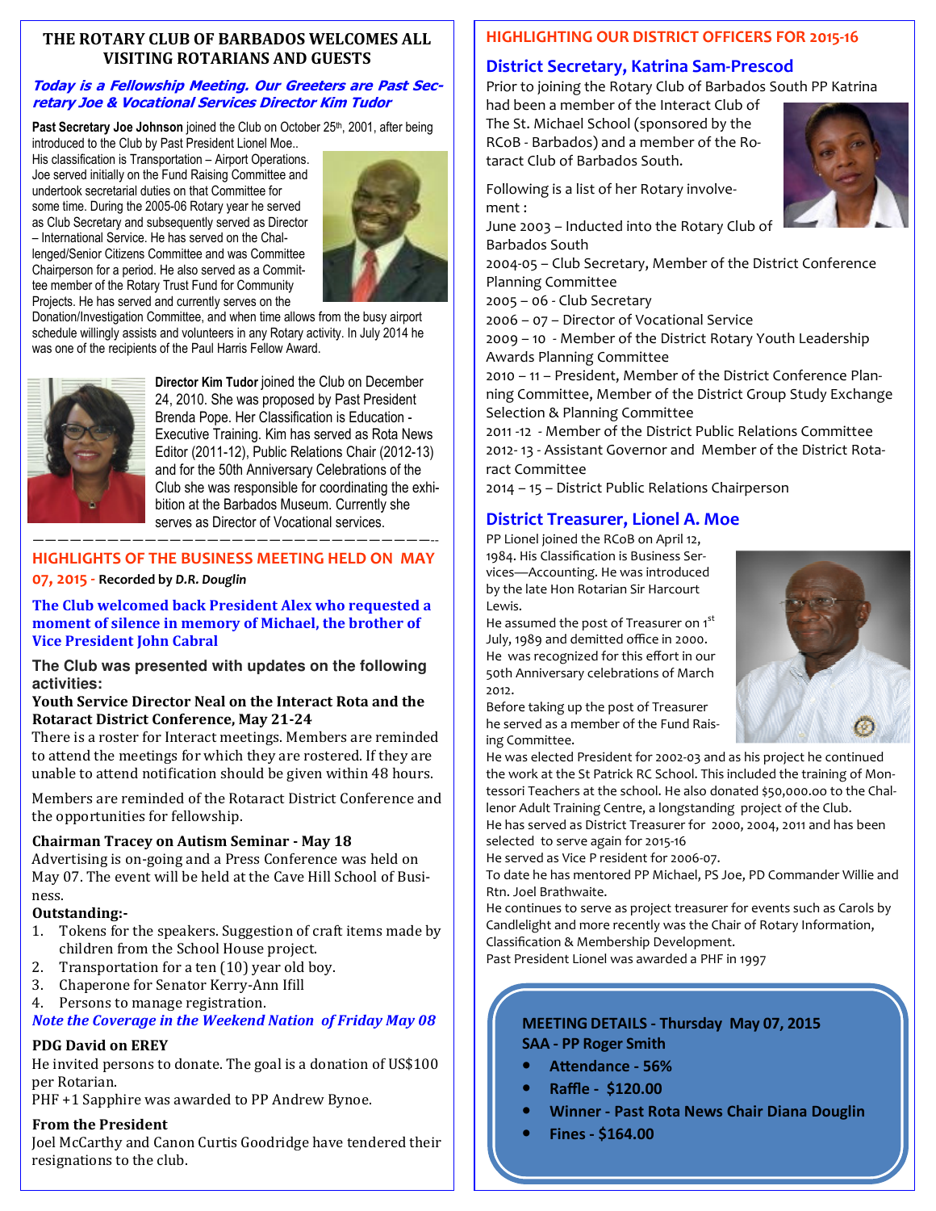## THE ROTARY CLUB OF BARBADOS WELCOMES ALL VISITING ROTARIANS AND GUESTS

***Today is a Fellowship Meeting. Our Greeters are Past Secretary Joe & Vocational Services Director Kim Tudor***

**Past Secretary Joe Johnson** joined the Club on October 25th, 2001, after being introduced to the Club by Past President Lionel Moe.. His classification is Transportation – Airport Operations. Joe served initially on the Fund Raising Committee and undertook secretarial duties on that Committee for some time. During the 2005-06 Rotary year he served as Club Secretary and subsequently served as Director – International Service. He has served on the Challenged/Senior Citizens Committee and was Committee Chairperson for a period. He also served as a Committee member of the Rotary Trust Fund for Community Projects. He has served and currently serves on the Donation/Investigation Committee, and when time allows from the busy airport schedule willingly assists and volunteers in any Rotary activity. In July 2014 he was one of the recipients of the Paul Harris Fellow Award.

**Director Kim Tudor** joined the Club on December 24, 2010. She was proposed by Past President Brenda Pope. Her Classification is Education - Executive Training. Kim has served as Rota News Editor (2011-12), Public Relations Chair (2012-13) and for the 50th Anniversary Celebrations of the Club she was responsible for coordinating the exhibition at the Barbados Museum. Currently she serves as Director of Vocational services.

---

## HIGHLIGHTS OF THE BUSINESS MEETING HELD ON MAY 07, 2015 - Recorded by *D.R. Douglin*

**The Club welcomed back President Alex who requested a moment of silence in memory of Michael, the brother of Vice President John Cabral**

**The Club was presented with updates on the following activities:**

**Youth Service Director Neal on the Interact Rota and the Rotaract District Conference, May 21-24**

There is a roster for Interact meetings. Members are reminded to attend the meetings for which they are rostered. If they are unable to attend notification should be given within 48 hours.

Members are reminded of the Rotaract District Conference and the opportunities for fellowship.

**Chairman Tracey on Autism Seminar - May 18**

Advertising is on-going and a Press Conference was held on May 07. The event will be held at the Cave Hill School of Business.

**Outstanding:-**

1. Tokens for the speakers. Suggestion of craft items made by children from the School House project.
2. Transportation for a ten (10) year old boy.
3. Chaperone for Senator Kerry-Ann Ifill
4. Persons to manage registration.

***Note the Coverage in the Weekend Nation of Friday May 08***

**PDG David on EREY**

He invited persons to donate. The goal is a donation of US$100 per Rotarian.

PHF +1 Sapphire was awarded to PP Andrew Bynoe.

**From the President**

Joel McCarthy and Canon Curtis Goodridge have tendered their resignations to the club.

## HIGHLIGHTING OUR DISTRICT OFFICERS FOR 2015-16

### District Secretary, Katrina Sam-Prescod

Prior to joining the Rotary Club of Barbados South PP Katrina had been a member of the Interact Club of The St. Michael School (sponsored by the RCoB - Barbados) and a member of the Rotaract Club of Barbados South.

Following is a list of her Rotary involvement :

June 2003 – Inducted into the Rotary Club of Barbados South
2004-05 – Club Secretary, Member of the District Conference Planning Committee
2005 – 06 - Club Secretary
2006 – 07 – Director of Vocational Service
2009 – 10 - Member of the District Rotary Youth Leadership Awards Planning Committee
2010 – 11 – President, Member of the District Conference Planning Committee, Member of the District Group Study Exchange Selection & Planning Committee
2011 -12 - Member of the District Public Relations Committee
2012- 13 - Assistant Governor and Member of the District Rotaract Committee
2014 – 15 – District Public Relations Chairperson

### District Treasurer, Lionel A. Moe

PP Lionel joined the RCoB on April 12, 1984. His Classification is Business Services—Accounting. He was introduced by the late Hon Rotarian Sir Harcourt Lewis.
He assumed the post of Treasurer on 1st July, 1989 and demitted office in 2000.
He was recognized for this effort in our 50th Anniversary celebrations of March 2012.
Before taking up the post of Treasurer he served as a member of the Fund Raising Committee.
He was elected President for 2002-03 and as his project he continued the work at the St Patrick RC School. This included the training of Montessori Teachers at the school. He also donated $50,000.00 to the Challenor Adult Training Centre, a longstanding project of the Club.
He has served as District Treasurer for 2000, 2004, 2011 and has been selected to serve again for 2015-16
He served as Vice P resident for 2006-07.
To date he has mentored PP Michael, PS Joe, PD Commander Willie and Rtn. Joel Brathwaite.
He continues to serve as project treasurer for events such as Carols by Candlelight and more recently was the Chair of Rotary Information, Classification & Membership Development.
Past President Lionel was awarded a PHF in 1997

**MEETING DETAILS - Thursday May 07, 2015**
**SAA - PP Roger Smith**

- **Attendance - 56%**
- **Raffle - $120.00**
- **Winner - Past Rota News Chair Diana Douglin**
- **Fines - $164.00**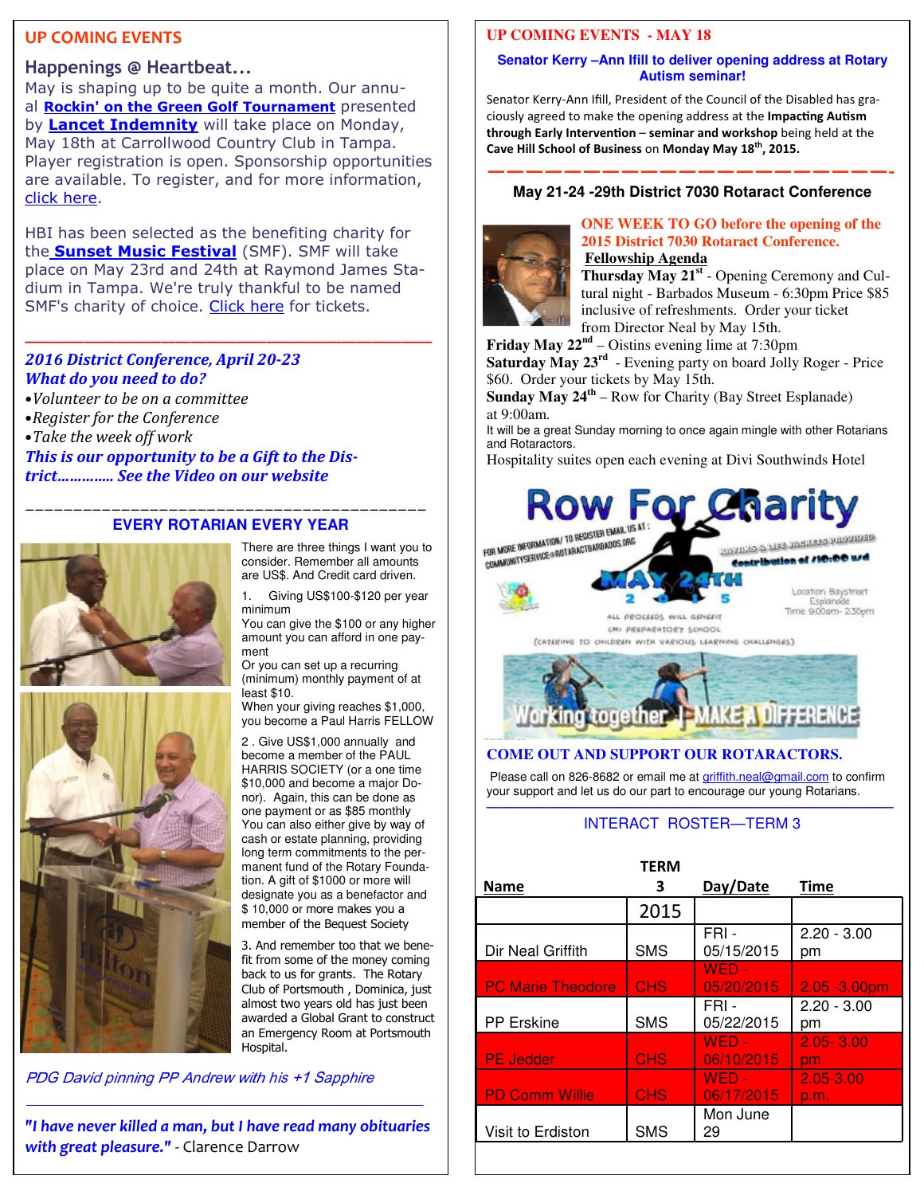## UP COMING EVENTS

### Happenings @ Heartbeat...

May is shaping up to be quite a month. Our annual **Rockin' on the Green Golf Tournament** presented by **Lancet Indemnity** will take place on Monday, May 18th at Carrollwood Country Club in Tampa. Player registration is open. Sponsorship opportunities are available. To register, and for more information, click here.

HBI has been selected as the benefiting charity for the **Sunset Music Festival** (SMF). SMF will take place on May 23rd and 24th at Raymond James Stadium in Tampa. We're truly thankful to be named SMF's charity of choice. Click here for tickets.

***2016 District Conference, April 20-23***
***What do you need to do?***

- *Volunteer to be on a committee*
- *Register for the Conference*
- *Take the week off work*

***This is our opportunity to be a Gift to the District………….. See the Video on our website***

### EVERY ROTARIAN EVERY YEAR

There are three things I want you to consider. Remember all amounts are US$. And Credit card driven.

1. Giving US$100-$120 per year minimum
You can give the $100 or any higher amount you can afford in one payment
Or you can set up a recurring (minimum) monthly payment of at least $10.
When your giving reaches $1,000, you become a Paul Harris FELLOW

2. Give US$1,000 annually and become a member of the PAUL HARRIS SOCIETY (or a one time $10,000 and become a major Donor). Again, this can be done as one payment or as $85 monthly
You can also either give by way of cash or estate planning, providing long term commitments to the permanent fund of the Rotary Foundation. A gift of $1000 or more will designate you as a benefactor and $ 10,000 or more makes you a member of the Bequest Society

3. And remember too that we benefit from some of the money coming back to us for grants. The Rotary Club of Portsmouth , Dominica, just almost two years old has just been awarded a Global Grant to construct an Emergency Room at Portsmouth Hospital.

*PDG David pinning PP Andrew with his +1 Sapphire*

***"I have never killed a man, but I have read many obituaries with great pleasure."*** - Clarence Darrow

## UP COMING EVENTS - MAY 18

**Senator Kerry –Ann Ifill to deliver opening address at Rotary Autism seminar!**

Senator Kerry-Ann Ifill, President of the Council of the Disabled has graciously agreed to make the opening address at the **Impacting Autism through Early Intervention – seminar and workshop** being held at the **Cave Hill School of Business** on **Monday May 18th, 2015.**

### May 21-24 -29th District 7030 Rotaract Conference

**ONE WEEK TO GO before the opening of the 2015 District 7030 Rotaract Conference.**

**Fellowship Agenda**

**Thursday May 21st** - Opening Ceremony and Cultural night - Barbados Museum - 6:30pm Price $85 inclusive of refreshments. Order your ticket from Director Neal by May 15th.
**Friday May 22nd** – Oistins evening lime at 7:30pm
**Saturday May 23rd** - Evening party on board Jolly Roger - Price $60. Order your tickets by May 15th.
**Sunday May 24th** – Row for Charity (Bay Street Esplanade) at 9:00am.
It will be a great Sunday morning to once again mingle with other Rotarians and Rotaractors.
Hospitality suites open each evening at Divi Southwinds Hotel

**Row For Charity**
FOR MORE INFORMATION/ TO REGISTER EMAIL US AT : COMMUNITYSERVICE@ROTARACTBARBADOS.ORG
KAYAKS & LIFE JACKETS PROVIDED
Contribution of $10.00 usd
MAY 24TH 2015
Location Baystreet Esplanade
Time 9:00am- 2:30pm
ALL PROCEEDS WILL BENEFIT CMI PREPARATORY SCHOOL (CATERING TO CHILDREN WITH VARIOUS LEARNING CHALLENGES)
Working together | MAKE A DIFFERENCE

**COME OUT AND SUPPORT OUR ROTARACTORS.**

Please call on 826-8682 or email me at griffith.neal@gmail.com to confirm your support and let us do our part to encourage our young Rotarians.

### INTERACT ROSTER—TERM 3

| Name | TERM 3 | Day/Date | Time |
|---|---|---|---|
| | 2015 | | |
| Dir Neal Griffith | SMS | FRI - 05/15/2015 | 2.20 - 3.00 pm |
| PC Marie Theodore | CHS | WED - 05/20/2015 | 2.05 -3.00pm |
| PP Erskine | SMS | FRI - 05/22/2015 | 2.20 - 3.00 pm |
| PE Jedder | CHS | WED - 06/10/2015 | 2.05- 3.00 pm |
| PD Comm Willie | CHS | WED - 06/17/2015 | 2.05-3.00 p.m. |
| Visit to Erdiston | SMS | Mon June 29 | |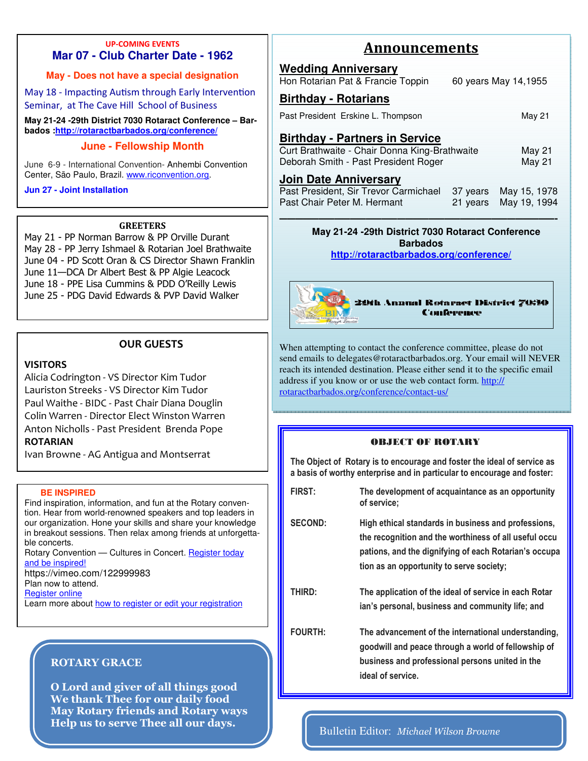**UP-COMING EVENTS**

**Mar 07 - Club Charter Date - 1962**

**May - Does not have a special designation**

May 18 - Impacting Autism through Early Intervention Seminar, at The Cave Hill School of Business

**May 21-24 -29th District 7030 Rotaract Conference – Barbados :http://rotaractbarbados.org/conference/**

**June - Fellowship Month**

June 6-9 - International Convention- Anhembi Convention Center, São Paulo, Brazil. www.riconvention.org.

**Jun 27 - Joint Installation**

**GREETERS**

May 21 - PP Norman Barrow & PP Orville Durant
May 28 - PP Jerry Ishmael & Rotarian Joel Brathwaite
June 04 - PD Scott Oran & CS Director Shawn Franklin
June 11—DCA Dr Albert Best & PP Algie Leacock
June 18 - PPE Lisa Cummins & PDD O'Reilly Lewis
June 25 - PDG David Edwards & PVP David Walker

**OUR GUESTS**

**VISITORS**

Alicia Codrington - VS Director Kim Tudor
Lauriston Streeks - VS Director Kim Tudor
Paul Waithe - BIDC - Past Chair Diana Douglin
Colin Warren - Director Elect Winston Warren
Anton Nicholls - Past President Brenda Pope

**ROTARIAN**

Ivan Browne - AG Antigua and Montserrat

**BE INSPIRED**

Find inspiration, information, and fun at the Rotary convention. Hear from world-renowned speakers and top leaders in our organization. Hone your skills and share your knowledge in breakout sessions. Then relax among friends at unforgettable concerts.
Rotary Convention — Cultures in Concert. Register today and be inspired!
https://vimeo.com/122999983
Plan now to attend.
Register online
Learn more about how to register or edit your registration

**ROTARY GRACE**

**O Lord and giver of all things good**
**We thank Thee for our daily food**
**May Rotary friends and Rotary ways**
**Help us to serve Thee all our days.**

# Announcements

## Wedding Anniversary

Hon Rotarian Pat & Francie Toppin — 60 years May 14,1955

## Birthday - Rotarians

Past President Erskine L. Thompson — May 21

## Birthday - Partners in Service

Curt Brathwaite - Chair Donna King-Brathwaite — May 21
Deborah Smith - Past President Roger — May 21

## Join Date Anniversary

| | | |
|---|---|---|
| Past President, Sir Trevor Carmichael | 37 years | May 15, 1978 |
| Past Chair Peter M. Hermant | 21 years | May 19, 1994 |

---

**May 21-24 -29th District 7030 Rotaract Conference Barbados**
**http://rotaractbarbados.org/conference/**

29th Annual Rotaract District 7030 Conference

When attempting to contact the conference committee, please do not send emails to delegates@rotaractbarbados.org. Your email will NEVER reach its intended destination. Please either send it to the specific email address if you know or or use the web contact form. http://rotaractbarbados.org/conference/contact-us/

**OBJECT OF ROTARY**

**The Object of Rotary is to encourage and foster the ideal of service as a basis of worthy enterprise and in particular to encourage and foster:**

**FIRST:** The development of acquaintance as an opportunity of service;

**SECOND:** High ethical standards in business and professions, the recognition and the worthiness of all useful occupations, and the dignifying of each Rotarian's occupation as an opportunity to serve society;

**THIRD:** The application of the ideal of service in each Rotarian's personal, business and community life; and

**FOURTH:** The advancement of the international understanding, goodwill and peace through a world of fellowship of business and professional persons united in the ideal of service.

Bulletin Editor: *Michael Wilson Browne*